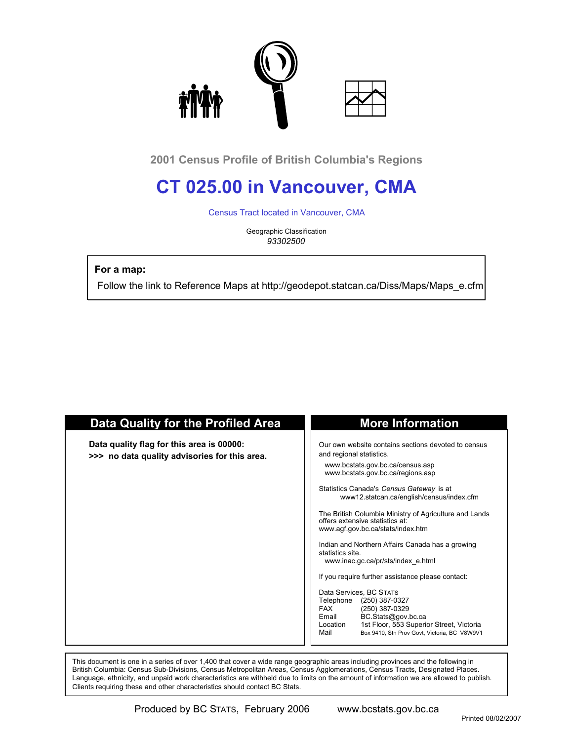2001 Census Profile of British Columbia's Regions

# CT 025.00 in Vancouver, CMA

Census Tract located in Vancouver, CMA

Geographic Classification
*93302500*

**For a map:**

Follow the link to Reference Maps at http://geodepot.statcan.ca/Diss/Maps/Maps_e.cfm

## Data Quality for the Profiled Area

**Data quality flag for this area is 00000:**
**>>> no data quality advisories for this area.**

## More Information

Our own website contains sections devoted to census and regional statistics.

www.bcstats.gov.bc.ca/census.asp
www.bcstats.gov.bc.ca/regions.asp

Statistics Canada's *Census Gateway* is at
www12.statcan.ca/english/census/index.cfm

The British Columbia Ministry of Agriculture and Lands offers extensive statistics at:
www.agf.gov.bc.ca/stats/index.htm

Indian and Northern Affairs Canada has a growing statistics site.
www.inac.gc.ca/pr/sts/index_e.html

If you require further assistance please contact:

Data Services, BC STATS
Telephone (250) 387-0327
FAX (250) 387-0329
Email BC.Stats@gov.bc.ca
Location 1st Floor, 553 Superior Street, Victoria
Mail Box 9410, Stn Prov Govt, Victoria, BC V8W9V1

This document is one in a series of over 1,400 that cover a wide range geographic areas including provinces and the following in British Columbia: Census Sub-Divisions, Census Metropolitan Areas, Census Agglomerations, Census Tracts, Designated Places. Language, ethnicity, and unpaid work characteristics are withheld due to limits on the amount of information we are allowed to publish. Clients requiring these and other characteristics should contact BC Stats.

Produced by BC STATS, February 2006 www.bcstats.gov.bc.ca

Printed 08/02/2007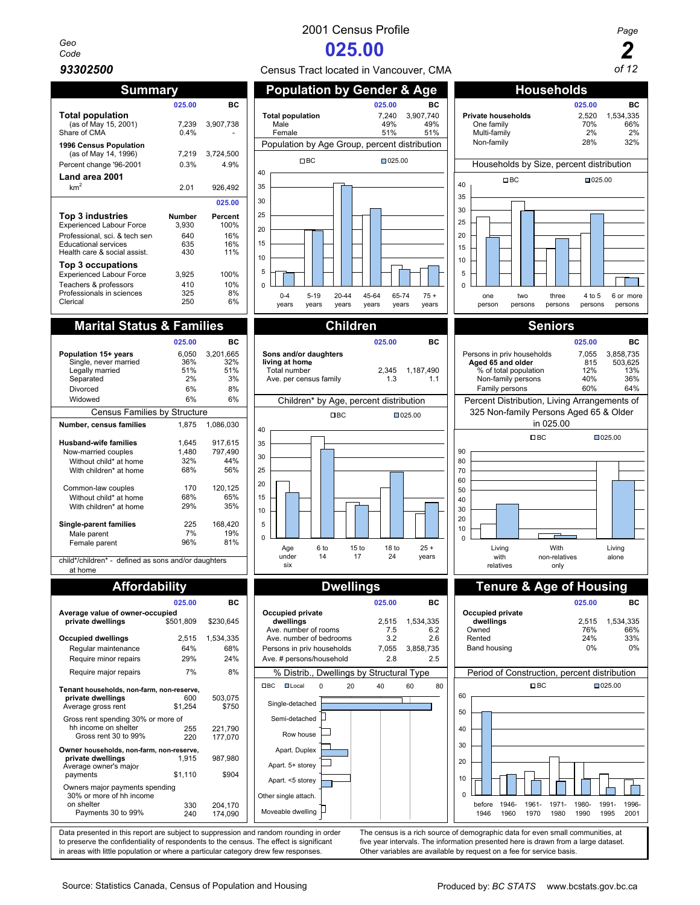Geo Code **93302500**

# 2001 Census Profile
# 025.00
Census Tract located in Vancouver, CMA

## Summary

| | 025.00 | BC |
|---|---|---|
| **Total population** | | |
| (as of May 15, 2001) | 7,239 | 3,907,738 |
| Share of CMA | 0.4% | - |
| **1996 Census Population** | | |
| (as of May 14, 1996) | 7,219 | 3,724,500 |
| Percent change '96-2001 | 0.3% | 4.9% |
| **Land area 2001** | | |
| km² | 2.01 | 926,492 |

| 025.00 | Number | Percent |
|---|---|---|
| **Top 3 industries** | | |
| Experienced Labour Force | 3,930 | 100% |
| Professional, sci. & tech serv | 640 | 16% |
| Educational services | 635 | 16% |
| Health care & social assist. | 430 | 11% |
| **Top 3 occupations** | | |
| Experienced Labour Force | 3,925 | 100% |
| Teachers & professors | 410 | 10% |
| Professionals in sciences | 325 | 8% |
| Clerical | 250 | 6% |

## Population by Gender & Age

| | 025.00 | BC |
|---|---|---|
| **Total population** | 7,240 | 3,907,740 |
| Male | 49% | 49% |
| Female | 51% | 51% |

Population by Age Group, percent distribution

## Households

| | 025.00 | BC |
|---|---|---|
| **Private households** | 2,520 | 1,534,335 |
| One family | 70% | 66% |
| Multi-family | 2% | 2% |
| Non-family | 28% | 32% |

Households by Size, percent distribution

## Marital Status & Families

| | 025.00 | BC |
|---|---|---|
| **Population 15+ years** | 6,050 | 3,201,665 |
| Single, never married | 36% | 32% |
| Legally married | 51% | 51% |
| Separated | 2% | 3% |
| Divorced | 6% | 8% |
| Widowed | 6% | 6% |

Census Families by Structure

| | 025.00 | BC |
|---|---|---|
| **Number, census families** | 1,875 | 1,086,030 |
| **Husband-wife families** | 1,645 | 917,615 |
| Now-married couples | 1,480 | 797,490 |
| Without child* at home | 32% | 44% |
| With children* at home | 68% | 56% |
| Common-law couples | 170 | 120,125 |
| Without child* at home | 68% | 65% |
| With children* at home | 29% | 35% |
| **Single-parent families** | 225 | 168,420 |
| Male parent | 7% | 19% |
| Female parent | 96% | 81% |

child*/children* - defined as sons and/or daughters at home

## Children

| | 025.00 | BC |
|---|---|---|
| **Sons and/or daughters living at home** | | |
| Total number | 2,345 | 1,187,490 |
| Ave. per census family | 1.3 | 1.1 |

Children* by Age, percent distribution

## Seniors

| | 025.00 | BC |
|---|---|---|
| Persons in priv households | 7,055 | 3,858,735 |
| **Aged 65 and older** | 815 | 503,625 |
| % of total population | 12% | 13% |
| Non-family persons | 40% | 36% |
| Family persons | 60% | 64% |

Percent Distribution, Living Arrangements of 325 Non-family Persons Aged 65 & Older in 025.00

## Affordability

| | 025.00 | BC |
|---|---|---|
| **Average value of owner-occupied private dwellings** | $501,809 | $230,645 |
| **Occupied dwellings** | 2,515 | 1,534,335 |
| Regular maintenance | 64% | 68% |
| Require minor repairs | 29% | 24% |
| Require major repairs | 7% | 8% |
| **Tenant households, non-farm, non-reserve, private dwellings** | 600 | 503,075 |
| Average gross rent | $1,254 | $750 |
| Gross rent spending 30% or more of hh income on shelter | 255 | 221,790 |
| Gross rent 30 to 99% | 220 | 177,070 |
| **Owner households, non-farm, non-reserve, private dwellings** | 1,915 | 987,980 |
| Average owner's major payments | $1,110 | $904 |
| Owners major payments spending 30% or more of hh income on shelter | 330 | 204,170 |
| Payments 30 to 99% | 240 | 174,090 |

## Dwellings

| | 025.00 | BC |
|---|---|---|
| **Occupied private dwellings** | 2,515 | 1,534,335 |
| Ave. number of rooms | 7.5 | 6.2 |
| Ave. number of bedrooms | 3.2 | 2.6 |
| Persons in priv households | 7,055 | 3,858,735 |
| Ave. # persons/household | 2.8 | 2.5 |

% Distrib., Dwellings by Structural Type

## Tenure & Age of Housing

| | 025.00 | BC |
|---|---|---|
| **Occupied private dwellings** | 2,515 | 1,534,335 |
| Owned | 76% | 66% |
| Rented | 24% | 33% |
| Band housing | 0% | 0% |

Period of Construction, percent distribution

Data presented in this report are subject to suppression and random rounding in order to preserve the confidentiality of respondents to the census. The effect is significant in areas with little population or where a particular category drew few responses.

The census is a rich source of demographic data for even small communities, at five year intervals. The information presented here is drawn from a large dataset. Other variables are available by request on a fee for service basis.

Source: Statistics Canada, Census of Population and Housing

Produced by: *BC STATS* www.bcstats.gov.bc.ca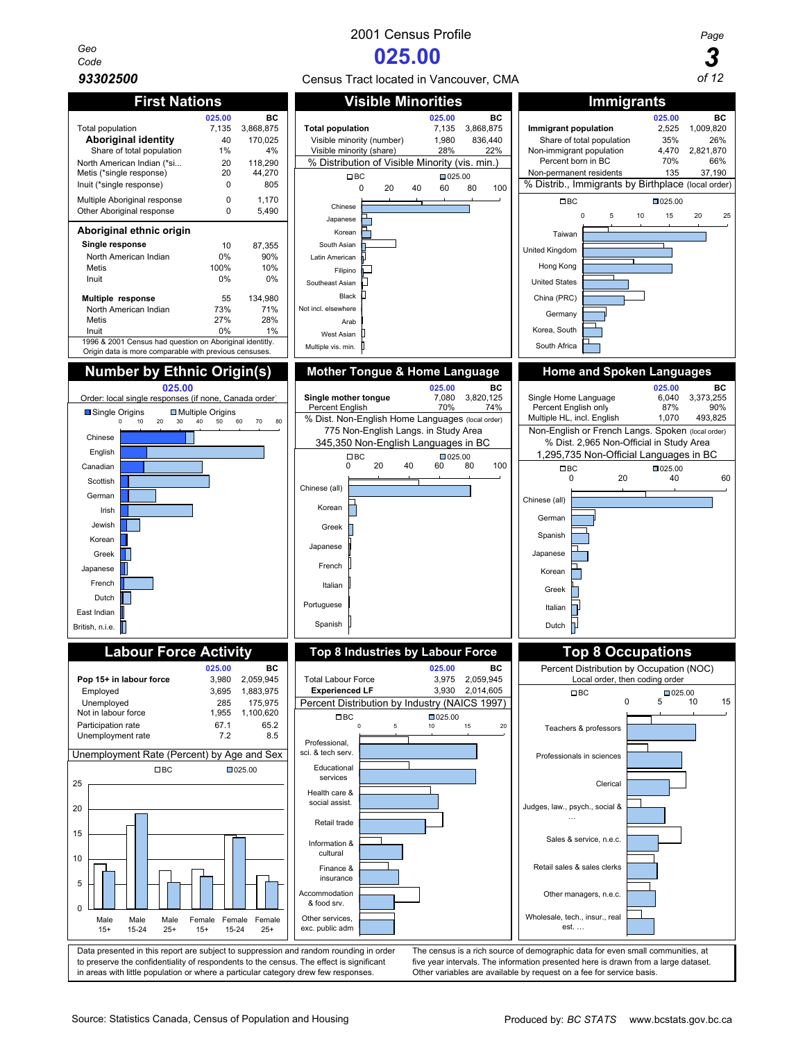Geo Code **93302500**

# 2001 Census Profile

# 025.00

Census Tract located in Vancouver, CMA

## First Nations

| | 025.00 | BC |
|---|---|---|
| Total population | 7,135 | 3,868,875 |
| **Aboriginal identity** | 40 | 170,025 |
| Share of total population | 1% | 4% |
| North American Indian (*si... | 20 | 118,290 |
| Metis (*single response) | 20 | 44,270 |
| Inuit (*single response) | 0 | 805 |
| Multiple Aboriginal response | 0 | 1,170 |
| Other Aboriginal response | 0 | 5,490 |

**Aboriginal ethnic origin**

| | 025.00 | BC |
|---|---|---|
| **Single response** | 10 | 87,355 |
| North American Indian | 0% | 90% |
| Metis | 100% | 10% |
| Inuit | 0% | 0% |
| **Multiple response** | 55 | 134,980 |
| North American Indian | 73% | 71% |
| Metis | 27% | 28% |
| Inuit | 0% | 1% |

1996 & 2001 Census had question on Aboriginal identity. Origin data is more comparable with previous censuses.

## Visible Minorities

| | 025.00 | BC |
|---|---|---|
| **Total population** | 7,135 | 3,868,875 |
| Visible minority (number) | 1,980 | 836,440 |
| Visible minority (share) | 28% | 22% |

% Distribution of Visible Minority (vis. min.)

Chart (BC vs 025.00, 0–100): Chinese, Japanese, Korean, South Asian, Latin American, Filipino, Southeast Asian, Black, Not incl. elsewhere, Arab, West Asian, Multiple vis. min.

## Immigrants

| | 025.00 | BC |
|---|---|---|
| **Immigrant population** | 2,525 | 1,009,820 |
| Share of total population | 35% | 26% |
| Non-immigrant population | 4,470 | 2,821,870 |
| Percent born in BC | 70% | 66% |
| Non-permanent residents | 135 | 37,190 |

% Distrib., Immigrants by Birthplace (local order)

Chart (BC vs 025.00, 0–25): Taiwan, United Kingdom, Hong Kong, United States, China (PRC), Germany, Korea, South, South Africa

## Number by Ethnic Origin(s)

025.00

Order: local single responses (if none, Canada order)

Chart (Single Origins / Multiple Origins, 0–80): Chinese, English, Canadian, Scottish, German, Irish, Jewish, Korean, Greek, Japanese, French, Dutch, East Indian, British, n.i.e.

## Mother Tongue & Home Language

| | 025.00 | BC |
|---|---|---|
| **Single mother tongue** | 7,080 | 3,820,125 |
| Percent English | 70% | 74% |

% Dist. Non-English Home Languages (local order)

775 Non-English Langs. in Study Area

345,350 Non-English Languages in BC

Chart (BC vs 025.00, 0–100): Chinese (all), Korean, Greek, Japanese, French, Italian, Portuguese, Spanish

## Home and Spoken Languages

| | 025.00 | BC |
|---|---|---|
| Single Home Language | 6,040 | 3,373,255 |
| Percent English only | 87% | 90% |
| Multiple HL, incl. English | 1,070 | 493,825 |

Non-English or French Langs. Spoken (local order)

% Dist. 2,965 Non-Official in Study Area

1,295,735 Non-Official Languages in BC

Chart (BC vs 025.00, 0–60): Chinese (all), German, Spanish, Japanese, Korean, Greek, Italian, Dutch

## Labour Force Activity

| | 025.00 | BC |
|---|---|---|
| **Pop 15+ in labour force** | 3,980 | 2,059,945 |
| Employed | 3,695 | 1,883,975 |
| Unemployed | 285 | 175,975 |
| Not in labour force | 1,955 | 1,100,620 |
| Participation rate | 67.1 | 65.2 |
| Unemployment rate | 7.2 | 8.5 |

Unemployment Rate (Percent) by Age and Sex

Chart (BC vs 025.00, 0–25): Male 15+, Male 15-24, Male 25+, Female 15+, Female 15-24, Female 25+

## Top 8 Industries by Labour Force

| | 025.00 | BC |
|---|---|---|
| Total Labour Force | 3,975 | 2,059,945 |
| **Experienced LF** | 3,930 | 2,014,605 |

Percent Distribution by Industry (NAICS 1997)

Chart (BC vs 025.00, 0–20): Professional, sci. & tech serv.; Educational services; Health care & social assist.; Retail trade; Information & cultural; Finance & insurance; Accommodation & food srv.; Other services, exc. public adm

## Top 8 Occupations

Percent Distribution by Occupation (NOC)

Local order, then coding order

Chart (BC vs 025.00, 0–15): Teachers & professors; Professionals in sciences; Clerical; Judges, law., psych., social & …; Sales & service, n.e.c.; Retail sales & sales clerks; Other managers, n.e.c.; Wholesale, tech., insur., real est. …

Data presented in this report are subject to suppression and random rounding in order to preserve the confidentiality of respondents to the census. The effect is significant in areas with little population or where a particular category drew few responses.

The census is a rich source of demographic data for even small communities, at five year intervals. The information presented here is drawn from a large dataset. Other variables are available by request on a fee for service basis.

Source: Statistics Canada, Census of Population and Housing

Produced by: *BC STATS* www.bcstats.gov.bc.ca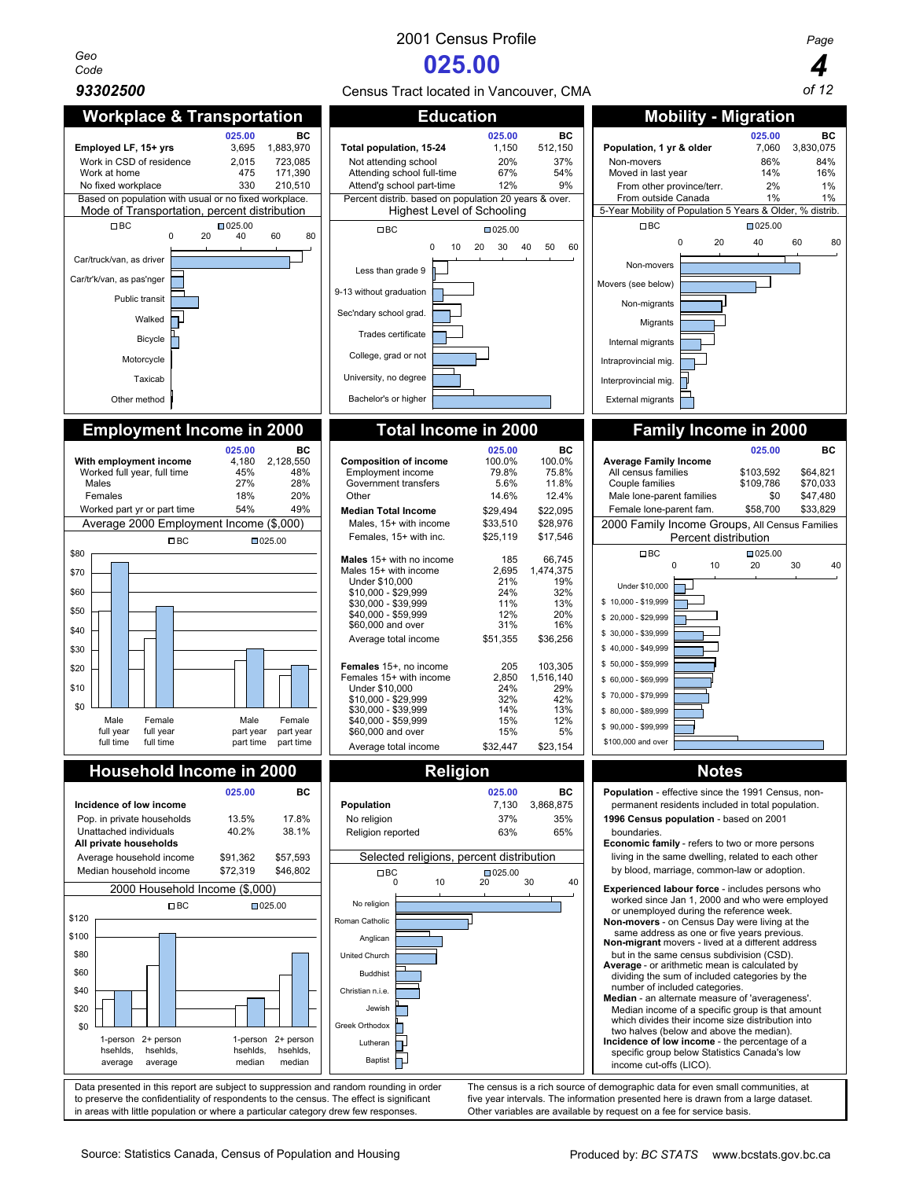# 2001 Census Profile

## 025.00

Geo Code **93302500**

Census Tract located in Vancouver, CMA

## Workplace & Transportation

| | 025.00 | BC |
|---|---|---|
| **Employed LF, 15+ yrs** | 3,695 | 1,883,970 |
| Work in CSD of residence | 2,015 | 723,085 |
| Work at home | 475 | 171,390 |
| No fixed workplace | 330 | 210,510 |

Based on population with usual or no fixed workplace.

Mode of Transportation, percent distribution

Categories: Car/truck/van, as driver; Car/tr'k/van, as pas'nger; Public transit; Walked; Bicycle; Motorcycle; Taxicab; Other method

## Education

| | 025.00 | BC |
|---|---|---|
| **Total population, 15-24** | 1,150 | 512,150 |
| Not attending school | 20% | 37% |
| Attending school full-time | 67% | 54% |
| Attend'g school part-time | 12% | 9% |

Percent distrib. based on population 20 years & over.

Highest Level of Schooling

Categories: Less than grade 9; 9-13 without graduation; Sec'ndary school grad.; Trades certificate; College, grad or not; University, no degree; Bachelor's or higher

## Mobility - Migration

| | 025.00 | BC |
|---|---|---|
| **Population, 1 yr & older** | 7,060 | 3,830,075 |
| Non-movers | 86% | 84% |
| Moved in last year | 14% | 16% |
| From other province/terr. | 2% | 1% |
| From outside Canada | 1% | 1% |

5-Year Mobility of Population 5 Years & Older, % distrib.

Categories: Non-movers; Movers (see below); Non-migrants; Migrants; Internal migrants; Intraprovincial mig.; Interprovincial mig.; External migrants

## Employment Income in 2000

| | 025.00 | BC |
|---|---|---|
| **With employment income** | 4,180 | 2,128,550 |
| Worked full year, full time | 45% | 48% |
| Males | 27% | 28% |
| Females | 18% | 20% |
| Worked part yr or part time | 54% | 49% |

Average 2000 Employment Income ($,000)

Categories: Male full year full time; Female full year full time; Male part year part time; Female part year part time

## Total Income in 2000

| | 025.00 | BC |
|---|---|---|
| **Composition of income** | 100.0% | 100.0% |
| Employment income | 79.8% | 75.8% |
| Government transfers | 5.6% | 11.8% |
| Other | 14.6% | 12.4% |
| **Median Total Income** | $29,494 | $22,095 |
| Males, 15+ with income | $33,510 | $28,976 |
| Females, 15+ with inc. | $25,119 | $17,546 |
| **Males** 15+ with no income | 185 | 66,745 |
| Males 15+ with income | 2,695 | 1,474,375 |
| Under $10,000 | 21% | 19% |
| $10,000 - $29,999 | 24% | 32% |
| $30,000 - $39,999 | 11% | 13% |
| $40,000 - $59,999 | 12% | 20% |
| $60,000 and over | 31% | 16% |
| Average total income | $51,355 | $36,256 |
| **Females** 15+, no income | 205 | 103,305 |
| Females 15+ with income | 2,850 | 1,516,140 |
| Under $10,000 | 24% | 29% |
| $10,000 - $29,999 | 32% | 42% |
| $30,000 - $39,999 | 14% | 13% |
| $40,000 - $59,999 | 15% | 12% |
| $60,000 and over | 15% | 5% |
| Average total income | $32,447 | $23,154 |

## Family Income in 2000

| | 025.00 | BC |
|---|---|---|
| **Average Family Income** | | |
| All census families | $103,592 | $64,821 |
| Couple families | $109,786 | $70,033 |
| Male lone-parent families | $0 | $47,480 |
| Female lone-parent fam. | $58,700 | $33,829 |

2000 Family Income Groups, All Census Families, Percent distribution

Categories: Under $10,000; $10,000 - $19,999; $20,000 - $29,999; $30,000 - $39,999; $40,000 - $49,999; $50,000 - $59,999; $60,000 - $69,999; $70,000 - $79,999; $80,000 - $89,999; $90,000 - $99,999; $100,000 and over

## Household Income in 2000

| | 025.00 | BC |
|---|---|---|
| **Incidence of low income** | | |
| Pop. in private households | 13.5% | 17.8% |
| Unattached individuals | 40.2% | 38.1% |
| **All private households** | | |
| Average household income | $91,362 | $57,593 |
| Median household income | $72,319 | $46,802 |

2000 Household Income ($,000)

Categories: 1-person hsehlds, average; 2+ person hsehlds, average; 1-person hsehlds, median; 2+ person hsehlds, median

## Religion

| | 025.00 | BC |
|---|---|---|
| **Population** | 7,130 | 3,868,875 |
| No religion | 37% | 35% |
| Religion reported | 63% | 65% |

Selected religions, percent distribution

Categories: No religion; Roman Catholic; Anglican; United Church; Buddhist; Christian n.i.e.; Jewish; Greek Orthodox; Lutheran; Baptist

## Notes

**Population** - effective since the 1991 Census, non-permanent residents included in total population.

**1996 Census population** - based on 2001 boundaries.

**Economic family** - refers to two or more persons living in the same dwelling, related to each other by blood, marriage, common-law or adoption.

**Experienced labour force** - includes persons who worked since Jan 1, 2000 and who were employed or unemployed during the reference week.

**Non-movers** - on Census Day were living at the same address as one or five years previous.

**Non-migrant** movers - lived at a different address but in the same census subdivision (CSD).

**Average** - or arithmetic mean is calculated by dividing the sum of included categories by the number of included categories.

**Median** - an alternate measure of 'averageness'. Median income of a specific group is that amount which divides their income size distribution into two halves (below and above the median).

**Incidence of low income** - the percentage of a specific group below Statistics Canada's low income cut-offs (LICO).

Data presented in this report are subject to suppression and random rounding in order to preserve the confidentiality of respondents to the census. The effect is significant in areas with little population or where a particular category drew few responses.

The census is a rich source of demographic data for even small communities, at five year intervals. The information presented here is drawn from a large dataset. Other variables are available by request on a fee for service basis.

Source: Statistics Canada, Census of Population and Housing

Produced by: *BC STATS* www.bcstats.gov.bc.ca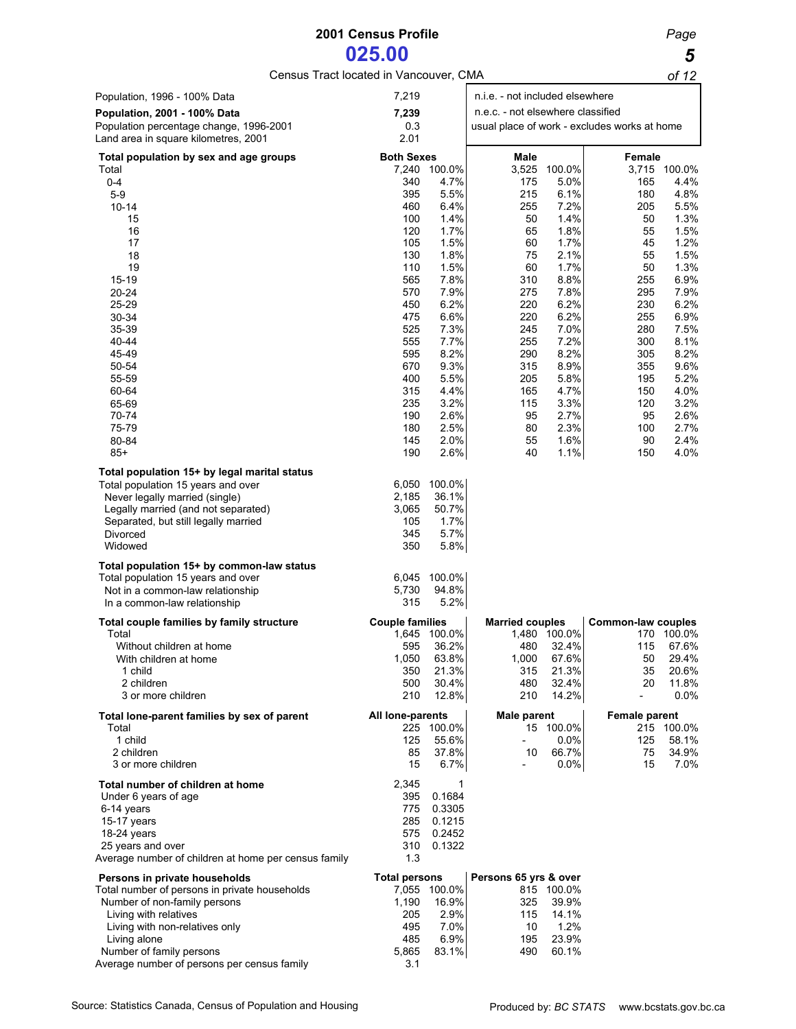# 2001 Census Profile

## 025.00

Census Tract located in Vancouver, CMA

| | |
|---|---|
| Population, 1996 - 100% Data | 7,219 |
| **Population, 2001 - 100% Data** | **7,239** |
| Population percentage change, 1996-2001 | 0.3 |
| Land area in square kilometres, 2001 | 2.01 |

n.i.e. - not included elsewhere
n.e.c. - not elsewhere classified
usual place of work - excludes works at home

| **Total population by sex and age groups** | **Both Sexes** | | **Male** | | **Female** | |
|---|---|---|---|---|---|---|
| Total | 7,240 | 100.0% | 3,525 | 100.0% | 3,715 | 100.0% |
| 0-4 | 340 | 4.7% | 175 | 5.0% | 165 | 4.4% |
| 5-9 | 395 | 5.5% | 215 | 6.1% | 180 | 4.8% |
| 10-14 | 460 | 6.4% | 255 | 7.2% | 205 | 5.5% |
| 15 | 100 | 1.4% | 50 | 1.4% | 50 | 1.3% |
| 16 | 120 | 1.7% | 65 | 1.8% | 55 | 1.5% |
| 17 | 105 | 1.5% | 60 | 1.7% | 45 | 1.2% |
| 18 | 130 | 1.8% | 75 | 2.1% | 55 | 1.5% |
| 19 | 110 | 1.5% | 60 | 1.7% | 50 | 1.3% |
| 15-19 | 565 | 7.8% | 310 | 8.8% | 255 | 6.9% |
| 20-24 | 570 | 7.9% | 275 | 7.8% | 295 | 7.9% |
| 25-29 | 450 | 6.2% | 220 | 6.2% | 230 | 6.2% |
| 30-34 | 475 | 6.6% | 220 | 6.2% | 255 | 6.9% |
| 35-39 | 525 | 7.3% | 245 | 7.0% | 280 | 7.5% |
| 40-44 | 555 | 7.7% | 255 | 7.2% | 300 | 8.1% |
| 45-49 | 595 | 8.2% | 290 | 8.2% | 305 | 8.2% |
| 50-54 | 670 | 9.3% | 315 | 8.9% | 355 | 9.6% |
| 55-59 | 400 | 5.5% | 205 | 5.8% | 195 | 5.2% |
| 60-64 | 315 | 4.4% | 165 | 4.7% | 150 | 4.0% |
| 65-69 | 235 | 3.2% | 115 | 3.3% | 120 | 3.2% |
| 70-74 | 190 | 2.6% | 95 | 2.7% | 95 | 2.6% |
| 75-79 | 180 | 2.5% | 80 | 2.3% | 100 | 2.7% |
| 80-84 | 145 | 2.0% | 55 | 1.6% | 90 | 2.4% |
| 85+ | 190 | 2.6% | 40 | 1.1% | 150 | 4.0% |

| **Total population 15+ by legal marital status** | | |
|---|---|---|
| Total population 15 years and over | 6,050 | 100.0% |
| Never legally married (single) | 2,185 | 36.1% |
| Legally married (and not separated) | 3,065 | 50.7% |
| Separated, but still legally married | 105 | 1.7% |
| Divorced | 345 | 5.7% |
| Widowed | 350 | 5.8% |

| **Total population 15+ by common-law status** | | |
|---|---|---|
| Total population 15 years and over | 6,045 | 100.0% |
| Not in a common-law relationship | 5,730 | 94.8% |
| In a common-law relationship | 315 | 5.2% |

| **Total couple families by family structure** | **Couple families** | | **Married couples** | | **Common-law couples** | |
|---|---|---|---|---|---|---|
| Total | 1,645 | 100.0% | 1,480 | 100.0% | 170 | 100.0% |
| Without children at home | 595 | 36.2% | 480 | 32.4% | 115 | 67.6% |
| With children at home | 1,050 | 63.8% | 1,000 | 67.6% | 50 | 29.4% |
| 1 child | 350 | 21.3% | 315 | 21.3% | 35 | 20.6% |
| 2 children | 500 | 30.4% | 480 | 32.4% | 20 | 11.8% |
| 3 or more children | 210 | 12.8% | 210 | 14.2% | - | 0.0% |

| **Total lone-parent families by sex of parent** | **All lone-parents** | | **Male parent** | | **Female parent** | |
|---|---|---|---|---|---|---|
| Total | 225 | 100.0% | 15 | 100.0% | 215 | 100.0% |
| 1 child | 125 | 55.6% | - | 0.0% | 125 | 58.1% |
| 2 children | 85 | 37.8% | 10 | 66.7% | 75 | 34.9% |
| 3 or more children | 15 | 6.7% | - | 0.0% | 15 | 7.0% |

| **Total number of children at home** | 2,345 | 1 |
|---|---|---|
| Under 6 years of age | 395 | 0.1684 |
| 6-14 years | 775 | 0.3305 |
| 15-17 years | 285 | 0.1215 |
| 18-24 years | 575 | 0.2452 |
| 25 years and over | 310 | 0.1322 |
| Average number of children at home per census family | 1.3 | |

| **Persons in private households** | **Total persons** | | **Persons 65 yrs & over** | |
|---|---|---|---|---|
| Total number of persons in private households | 7,055 | 100.0% | 815 | 100.0% |
| Number of non-family persons | 1,190 | 16.9% | 325 | 39.9% |
| Living with relatives | 205 | 2.9% | 115 | 14.1% |
| Living with non-relatives only | 495 | 7.0% | 10 | 1.2% |
| Living alone | 485 | 6.9% | 195 | 23.9% |
| Number of family persons | 5,865 | 83.1% | 490 | 60.1% |
| Average number of persons per census family | 3.1 | | | |

Source: Statistics Canada, Census of Population and Housing

Produced by: *BC STATS* www.bcstats.gov.bc.ca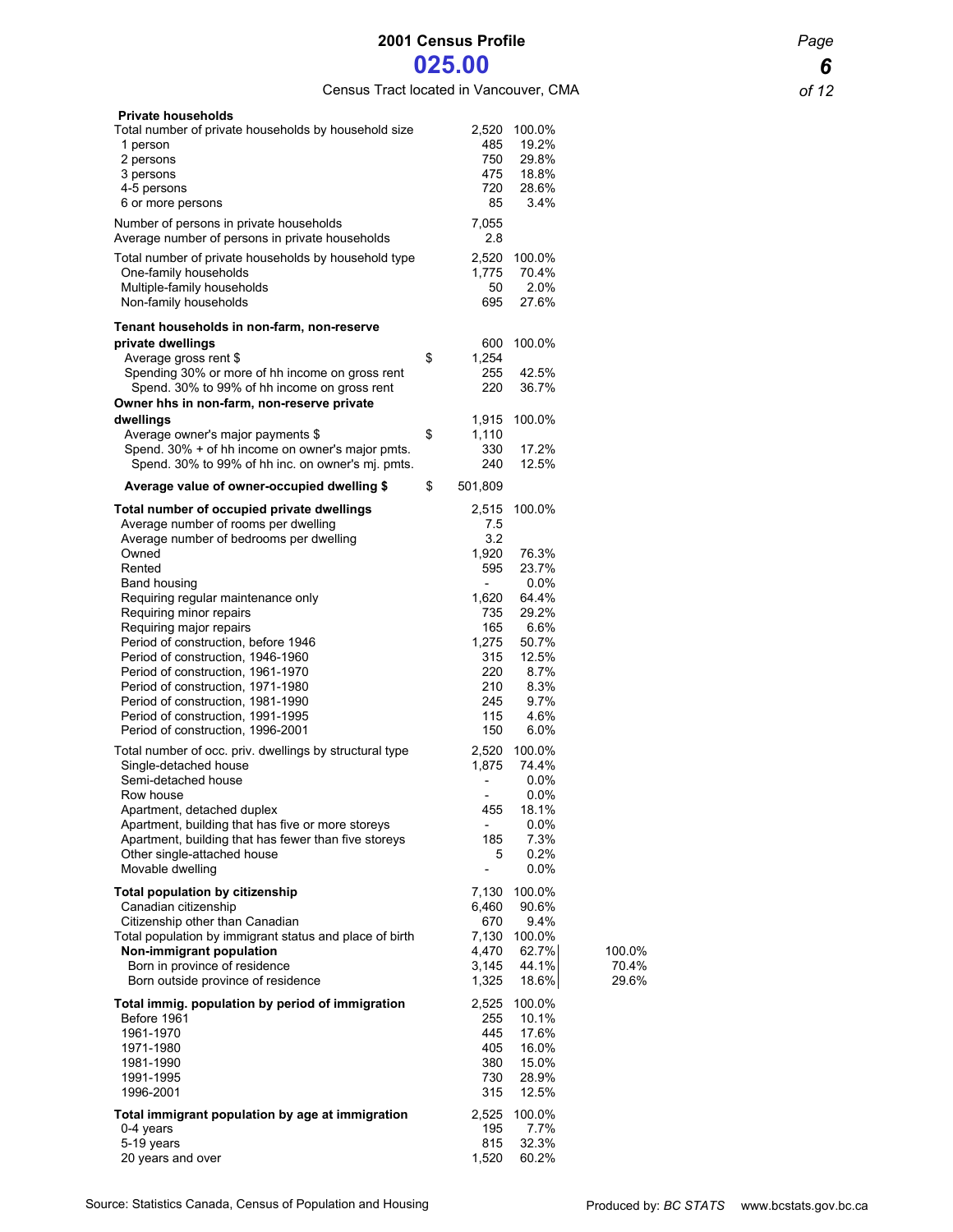# 2001 Census Profile

## 025.00

Census Tract located in Vancouver, CMA

| | | Number | % | % |
|---|---|---|---|---|
| **Private households** | | | | |
| Total number of private households by household size | | 2,520 | 100.0% | |
| 1 person | | 485 | 19.2% | |
| 2 persons | | 750 | 29.8% | |
| 3 persons | | 475 | 18.8% | |
| 4-5 persons | | 720 | 28.6% | |
| 6 or more persons | | 85 | 3.4% | |
| Number of persons in private households | | 7,055 | | |
| Average number of persons in private households | | 2.8 | | |
| Total number of private households by household type | | 2,520 | 100.0% | |
| One-family households | | 1,775 | 70.4% | |
| Multiple-family households | | 50 | 2.0% | |
| Non-family households | | 695 | 27.6% | |
| **Tenant households in non-farm, non-reserve private dwellings** | | 600 | 100.0% | |
| Average gross rent $ | $ | 1,254 | | |
| Spending 30% or more of hh income on gross rent | | 255 | 42.5% | |
| Spend. 30% to 99% of hh income on gross rent | | 220 | 36.7% | |
| **Owner hhs in non-farm, non-reserve private dwellings** | | 1,915 | 100.0% | |
| Average owner's major payments $ | $ | 1,110 | | |
| Spend. 30% + of hh income on owner's major pmts. | | 330 | 17.2% | |
| Spend. 30% to 99% of hh inc. on owner's mj. pmts. | | 240 | 12.5% | |
| **Average value of owner-occupied dwelling $** | $ | 501,809 | | |
| **Total number of occupied private dwellings** | | 2,515 | 100.0% | |
| Average number of rooms per dwelling | | 7.5 | | |
| Average number of bedrooms per dwelling | | 3.2 | | |
| Owned | | 1,920 | 76.3% | |
| Rented | | 595 | 23.7% | |
| Band housing | | - | 0.0% | |
| Requiring regular maintenance only | | 1,620 | 64.4% | |
| Requiring minor repairs | | 735 | 29.2% | |
| Requiring major repairs | | 165 | 6.6% | |
| Period of construction, before 1946 | | 1,275 | 50.7% | |
| Period of construction, 1946-1960 | | 315 | 12.5% | |
| Period of construction, 1961-1970 | | 220 | 8.7% | |
| Period of construction, 1971-1980 | | 210 | 8.3% | |
| Period of construction, 1981-1990 | | 245 | 9.7% | |
| Period of construction, 1991-1995 | | 115 | 4.6% | |
| Period of construction, 1996-2001 | | 150 | 6.0% | |
| Total number of occ. priv. dwellings by structural type | | 2,520 | 100.0% | |
| Single-detached house | | 1,875 | 74.4% | |
| Semi-detached house | | - | 0.0% | |
| Row house | | - | 0.0% | |
| Apartment, detached duplex | | 455 | 18.1% | |
| Apartment, building that has five or more storeys | | - | 0.0% | |
| Apartment, building that has fewer than five storeys | | 185 | 7.3% | |
| Other single-attached house | | 5 | 0.2% | |
| Movable dwelling | | - | 0.0% | |
| **Total population by citizenship** | | 7,130 | 100.0% | |
| Canadian citizenship | | 6,460 | 90.6% | |
| Citizenship other than Canadian | | 670 | 9.4% | |
| Total population by immigrant status and place of birth | | 7,130 | 100.0% | |
| **Non-immigrant population** | | 4,470 | 62.7% | 100.0% |
| Born in province of residence | | 3,145 | 44.1% | 70.4% |
| Born outside province of residence | | 1,325 | 18.6% | 29.6% |
| **Total immig. population by period of immigration** | | 2,525 | 100.0% | |
| Before 1961 | | 255 | 10.1% | |
| 1961-1970 | | 445 | 17.6% | |
| 1971-1980 | | 405 | 16.0% | |
| 1981-1990 | | 380 | 15.0% | |
| 1991-1995 | | 730 | 28.9% | |
| 1996-2001 | | 315 | 12.5% | |
| **Total immigrant population by age at immigration** | | 2,525 | 100.0% | |
| 0-4 years | | 195 | 7.7% | |
| 5-19 years | | 815 | 32.3% | |
| 20 years and over | | 1,520 | 60.2% | |

Source: Statistics Canada, Census of Population and Housing

Produced by: *BC STATS* www.bcstats.gov.bc.ca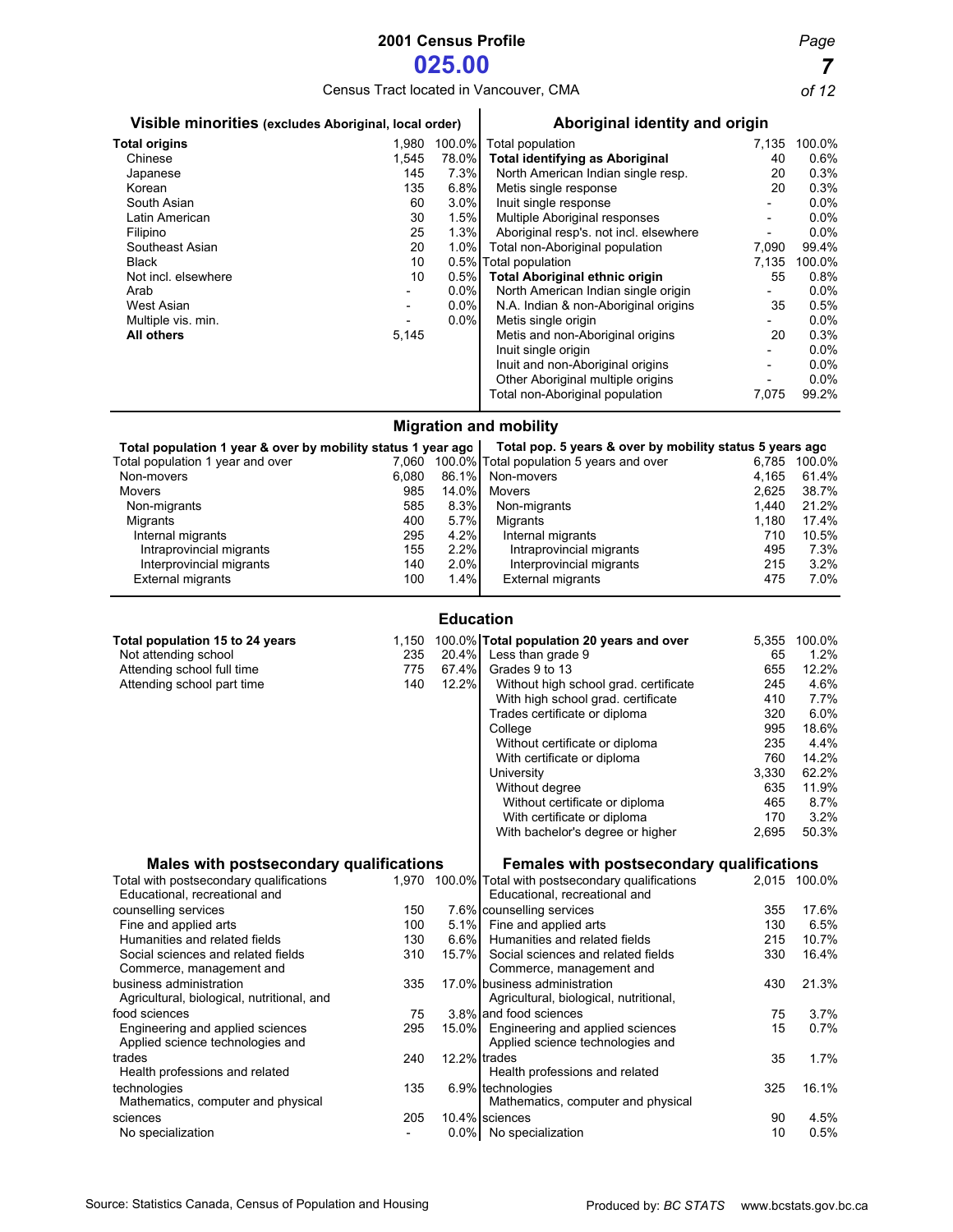# 2001 Census Profile

## 025.00

Census Tract located in Vancouver, CMA

### Visible minorities (excludes Aboriginal, local order)

| | | |
|---|---|---|
| **Total origins** | 1,980 | 100.0% |
| Chinese | 1,545 | 78.0% |
| Japanese | 145 | 7.3% |
| Korean | 135 | 6.8% |
| South Asian | 60 | 3.0% |
| Latin American | 30 | 1.5% |
| Filipino | 25 | 1.3% |
| Southeast Asian | 20 | 1.0% |
| Black | 10 | 0.5% |
| Not incl. elsewhere | 10 | 0.5% |
| Arab | - | 0.0% |
| West Asian | - | 0.0% |
| Multiple vis. min. | - | 0.0% |
| **All others** | 5,145 | |

### Aboriginal identity and origin

| | | |
|---|---|---|
| Total population | 7,135 | 100.0% |
| **Total identifying as Aboriginal** | 40 | 0.6% |
| North American Indian single resp. | 20 | 0.3% |
| Metis single response | 20 | 0.3% |
| Inuit single response | - | 0.0% |
| Multiple Aboriginal responses | - | 0.0% |
| Aboriginal resp's. not incl. elsewhere | - | 0.0% |
| Total non-Aboriginal population | 7,090 | 99.4% |
| Total population | 7,135 | 100.0% |
| **Total Aboriginal ethnic origin** | 55 | 0.8% |
| North American Indian single origin | - | 0.0% |
| N.A. Indian & non-Aboriginal origins | 35 | 0.5% |
| Metis single origin | - | 0.0% |
| Metis and non-Aboriginal origins | 20 | 0.3% |
| Inuit single origin | - | 0.0% |
| Inuit and non-Aboriginal origins | - | 0.0% |
| Other Aboriginal multiple origins | - | 0.0% |
| Total non-Aboriginal population | 7,075 | 99.2% |

## Migration and mobility

### Total population 1 year & over by mobility status 1 year ago

| | | |
|---|---|---|
| Total population 1 year and over | 7,060 | 100.0% |
| Non-movers | 6,080 | 86.1% |
| Movers | 985 | 14.0% |
| Non-migrants | 585 | 8.3% |
| Migrants | 400 | 5.7% |
| Internal migrants | 295 | 4.2% |
| Intraprovincial migrants | 155 | 2.2% |
| Interprovincial migrants | 140 | 2.0% |
| External migrants | 100 | 1.4% |

### Total pop. 5 years & over by mobility status 5 years ago

| | | |
|---|---|---|
| Total population 5 years and over | 6,785 | 100.0% |
| Non-movers | 4,165 | 61.4% |
| Movers | 2,625 | 38.7% |
| Non-migrants | 1,440 | 21.2% |
| Migrants | 1,180 | 17.4% |
| Internal migrants | 710 | 10.5% |
| Intraprovincial migrants | 495 | 7.3% |
| Interprovincial migrants | 215 | 3.2% |
| External migrants | 475 | 7.0% |

## Education

| | | |
|---|---|---|
| **Total population 15 to 24 years** | 1,150 | 100.0% |
| Not attending school | 235 | 20.4% |
| Attending school full time | 775 | 67.4% |
| Attending school part time | 140 | 12.2% |

| | | |
|---|---|---|
| **Total population 20 years and over** | 5,355 | 100.0% |
| Less than grade 9 | 65 | 1.2% |
| Grades 9 to 13 | 655 | 12.2% |
| Without high school grad. certificate | 245 | 4.6% |
| With high school grad. certificate | 410 | 7.7% |
| Trades certificate or diploma | 320 | 6.0% |
| College | 995 | 18.6% |
| Without certificate or diploma | 235 | 4.4% |
| With certificate or diploma | 760 | 14.2% |
| University | 3,330 | 62.2% |
| Without degree | 635 | 11.9% |
| Without certificate or diploma | 465 | 8.7% |
| With certificate or diploma | 170 | 3.2% |
| With bachelor's degree or higher | 2,695 | 50.3% |

### Males with postsecondary qualifications

| | | |
|---|---|---|
| Total with postsecondary qualifications | 1,970 | 100.0% |
| Educational, recreational and counselling services | 150 | 7.6% |
| Fine and applied arts | 100 | 5.1% |
| Humanities and related fields | 130 | 6.6% |
| Social sciences and related fields | 310 | 15.7% |
| Commerce, management and business administration | 335 | 17.0% |
| Agricultural, biological, nutritional, and food sciences | 75 | 3.8% |
| Engineering and applied sciences | 295 | 15.0% |
| Applied science technologies and trades | 240 | 12.2% |
| Health professions and related technologies | 135 | 6.9% |
| Mathematics, computer and physical sciences | 205 | 10.4% |
| No specialization | - | 0.0% |

### Females with postsecondary qualifications

| | | |
|---|---|---|
| Total with postsecondary qualifications | 2,015 | 100.0% |
| Educational, recreational and counselling services | 355 | 17.6% |
| Fine and applied arts | 130 | 6.5% |
| Humanities and related fields | 215 | 10.7% |
| Social sciences and related fields | 330 | 16.4% |
| Commerce, management and business administration | 430 | 21.3% |
| Agricultural, biological, nutritional, and food sciences | 75 | 3.7% |
| Engineering and applied sciences | 15 | 0.7% |
| Applied science technologies and trades | 35 | 1.7% |
| Health professions and related technologies | 325 | 16.1% |
| Mathematics, computer and physical sciences | 90 | 4.5% |
| No specialization | 10 | 0.5% |

Source: Statistics Canada, Census of Population and Housing

Produced by: *BC STATS* www.bcstats.gov.bc.ca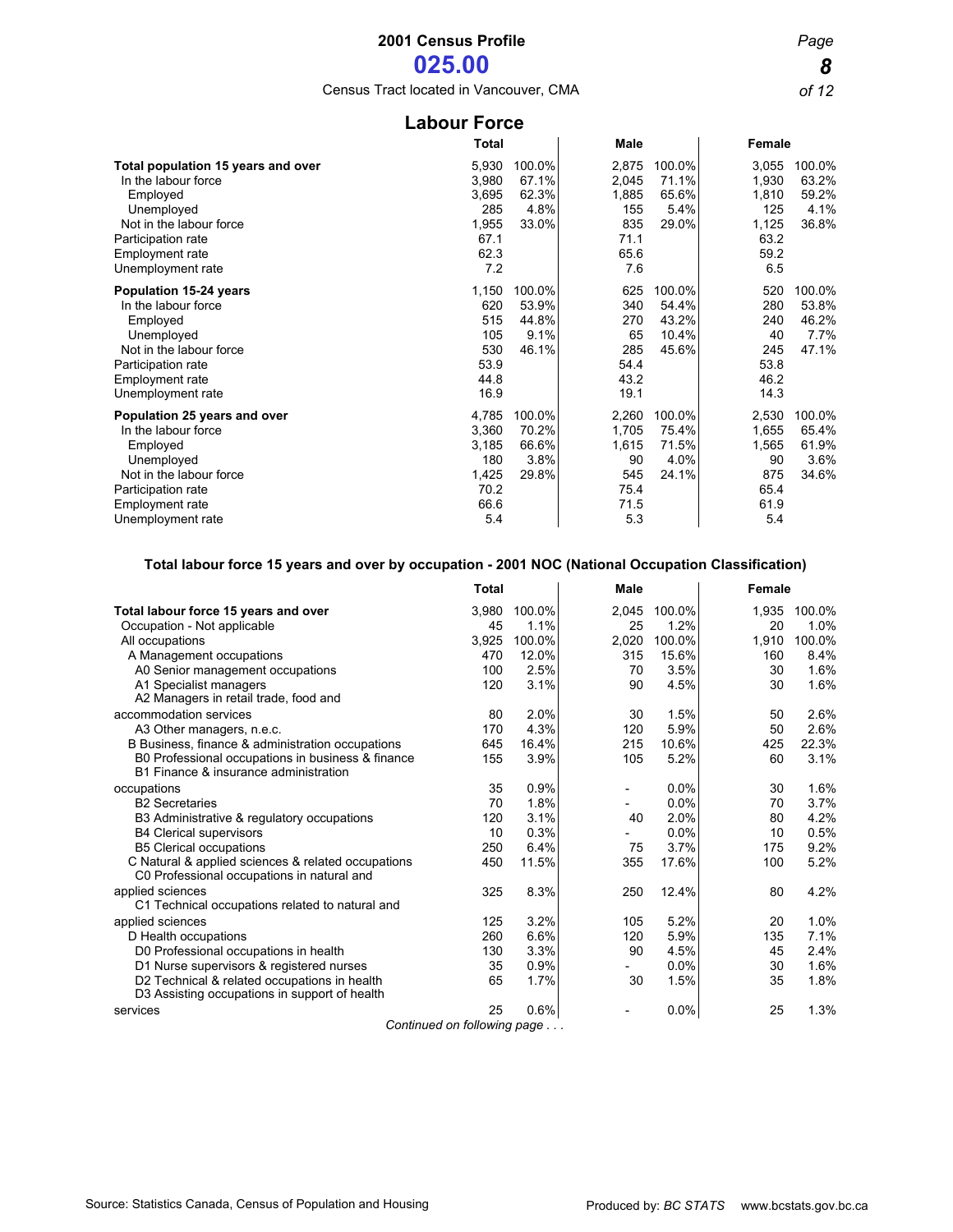# 2001 Census Profile

## 025.00

Census Tract located in Vancouver, CMA

## Labour Force

| | Total | | Male | | Female | |
|---|---|---|---|---|---|---|
| **Total population 15 years and over** | 5,930 | 100.0% | 2,875 | 100.0% | 3,055 | 100.0% |
| In the labour force | 3,980 | 67.1% | 2,045 | 71.1% | 1,930 | 63.2% |
| Employed | 3,695 | 62.3% | 1,885 | 65.6% | 1,810 | 59.2% |
| Unemployed | 285 | 4.8% | 155 | 5.4% | 125 | 4.1% |
| Not in the labour force | 1,955 | 33.0% | 835 | 29.0% | 1,125 | 36.8% |
| Participation rate | 67.1 | | 71.1 | | 63.2 | |
| Employment rate | 62.3 | | 65.6 | | 59.2 | |
| Unemployment rate | 7.2 | | 7.6 | | 6.5 | |
| **Population 15-24 years** | 1,150 | 100.0% | 625 | 100.0% | 520 | 100.0% |
| In the labour force | 620 | 53.9% | 340 | 54.4% | 280 | 53.8% |
| Employed | 515 | 44.8% | 270 | 43.2% | 240 | 46.2% |
| Unemployed | 105 | 9.1% | 65 | 10.4% | 40 | 7.7% |
| Not in the labour force | 530 | 46.1% | 285 | 45.6% | 245 | 47.1% |
| Participation rate | 53.9 | | 54.4 | | 53.8 | |
| Employment rate | 44.8 | | 43.2 | | 46.2 | |
| Unemployment rate | 16.9 | | 19.1 | | 14.3 | |
| **Population 25 years and over** | 4,785 | 100.0% | 2,260 | 100.0% | 2,530 | 100.0% |
| In the labour force | 3,360 | 70.2% | 1,705 | 75.4% | 1,655 | 65.4% |
| Employed | 3,185 | 66.6% | 1,615 | 71.5% | 1,565 | 61.9% |
| Unemployed | 180 | 3.8% | 90 | 4.0% | 90 | 3.6% |
| Not in the labour force | 1,425 | 29.8% | 545 | 24.1% | 875 | 34.6% |
| Participation rate | 70.2 | | 75.4 | | 65.4 | |
| Employment rate | 66.6 | | 71.5 | | 61.9 | |
| Unemployment rate | 5.4 | | 5.3 | | 5.4 | |

### Total labour force 15 years and over by occupation - 2001 NOC (National Occupation Classification)

| | Total | | Male | | Female | |
|---|---|---|---|---|---|---|
| **Total labour force 15 years and over** | 3,980 | 100.0% | 2,045 | 100.0% | 1,935 | 100.0% |
| Occupation - Not applicable | 45 | 1.1% | 25 | 1.2% | 20 | 1.0% |
| All occupations | 3,925 | 100.0% | 2,020 | 100.0% | 1,910 | 100.0% |
| A Management occupations | 470 | 12.0% | 315 | 15.6% | 160 | 8.4% |
| A0 Senior management occupations | 100 | 2.5% | 70 | 3.5% | 30 | 1.6% |
| A1 Specialist managers | 120 | 3.1% | 90 | 4.5% | 30 | 1.6% |
| A2 Managers in retail trade, food and accommodation services | 80 | 2.0% | 30 | 1.5% | 50 | 2.6% |
| A3 Other managers, n.e.c. | 170 | 4.3% | 120 | 5.9% | 50 | 2.6% |
| B Business, finance & administration occupations | 645 | 16.4% | 215 | 10.6% | 425 | 22.3% |
| B0 Professional occupations in business & finance | 155 | 3.9% | 105 | 5.2% | 60 | 3.1% |
| B1 Finance & insurance administration occupations | 35 | 0.9% | - | 0.0% | 30 | 1.6% |
| B2 Secretaries | 70 | 1.8% | - | 0.0% | 70 | 3.7% |
| B3 Administrative & regulatory occupations | 120 | 3.1% | 40 | 2.0% | 80 | 4.2% |
| B4 Clerical supervisors | 10 | 0.3% | - | 0.0% | 10 | 0.5% |
| B5 Clerical occupations | 250 | 6.4% | 75 | 3.7% | 175 | 9.2% |
| C Natural & applied sciences & related occupations | 450 | 11.5% | 355 | 17.6% | 100 | 5.2% |
| C0 Professional occupations in natural and applied sciences | 325 | 8.3% | 250 | 12.4% | 80 | 4.2% |
| C1 Technical occupations related to natural and applied sciences | 125 | 3.2% | 105 | 5.2% | 20 | 1.0% |
| D Health occupations | 260 | 6.6% | 120 | 5.9% | 135 | 7.1% |
| D0 Professional occupations in health | 130 | 3.3% | 90 | 4.5% | 45 | 2.4% |
| D1 Nurse supervisors & registered nurses | 35 | 0.9% | - | 0.0% | 30 | 1.6% |
| D2 Technical & related occupations in health | 65 | 1.7% | 30 | 1.5% | 35 | 1.8% |
| D3 Assisting occupations in support of health services | 25 | 0.6% | - | 0.0% | 25 | 1.3% |

*Continued on following page . . .*

Source: Statistics Canada, Census of Population and Housing

Produced by: *BC STATS* www.bcstats.gov.bc.ca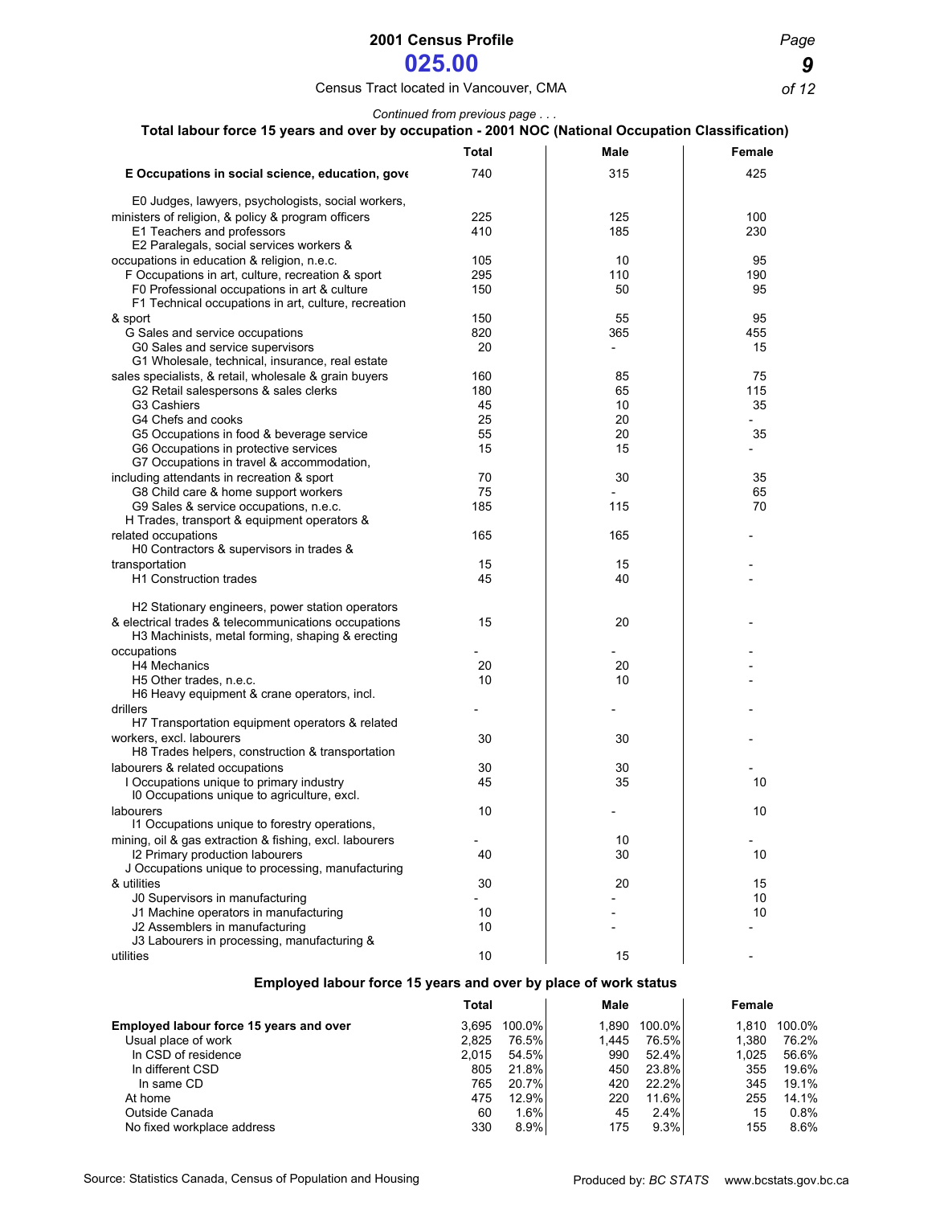*Continued from previous page . . .*

## Total labour force 15 years and over by occupation - 2001 NOC (National Occupation Classification)

| | Total | Male | Female |
|---|---|---|---|
| **E Occupations in social science, education, gove** | 740 | 315 | 425 |
| E0 Judges, lawyers, psychologists, social workers, ministers of religion, & policy & program officers | 225 | 125 | 100 |
| E1 Teachers and professors | 410 | 185 | 230 |
| E2 Paralegals, social services workers & occupations in education & religion, n.e.c. | 105 | 10 | 95 |
| F Occupations in art, culture, recreation & sport | 295 | 110 | 190 |
| F0 Professional occupations in art & culture | 150 | 50 | 95 |
| F1 Technical occupations in art, culture, recreation & sport | 150 | 55 | 95 |
| G Sales and service occupations | 820 | 365 | 455 |
| G0 Sales and service supervisors | 20 | - | 15 |
| G1 Wholesale, technical, insurance, real estate sales specialists, & retail, wholesale & grain buyers | 160 | 85 | 75 |
| G2 Retail salespersons & sales clerks | 180 | 65 | 115 |
| G3 Cashiers | 45 | 10 | 35 |
| G4 Chefs and cooks | 25 | 20 | - |
| G5 Occupations in food & beverage service | 55 | 20 | 35 |
| G6 Occupations in protective services | 15 | 15 | - |
| G7 Occupations in travel & accommodation, including attendants in recreation & sport | 70 | 30 | 35 |
| G8 Child care & home support workers | 75 | - | 65 |
| G9 Sales & service occupations, n.e.c. | 185 | 115 | 70 |
| H Trades, transport & equipment operators & related occupations | 165 | 165 | - |
| H0 Contractors & supervisors in trades & transportation | 15 | 15 | - |
| H1 Construction trades | 45 | 40 | - |
| H2 Stationary engineers, power station operators & electrical trades & telecommunications occupations | 15 | 20 | - |
| H3 Machinists, metal forming, shaping & erecting occupations | - | - | - |
| H4 Mechanics | 20 | 20 | - |
| H5 Other trades, n.e.c. | 10 | 10 | - |
| H6 Heavy equipment & crane operators, incl. drillers | - | - | - |
| H7 Transportation equipment operators & related workers, excl. labourers | 30 | 30 | - |
| H8 Trades helpers, construction & transportation labourers & related occupations | 30 | 30 | - |
| I Occupations unique to primary industry | 45 | 35 | 10 |
| I0 Occupations unique to agriculture, excl. labourers | 10 | - | 10 |
| I1 Occupations unique to forestry operations, mining, oil & gas extraction & fishing, excl. labourers | - | 10 | - |
| I2 Primary production labourers | 40 | 30 | 10 |
| J Occupations unique to processing, manufacturing & utilities | 30 | 20 | 15 |
| J0 Supervisors in manufacturing | - | - | 10 |
| J1 Machine operators in manufacturing | 10 | - | 10 |
| J2 Assemblers in manufacturing | 10 | - | - |
| J3 Labourers in processing, manufacturing & utilities | 10 | 15 | - |

## Employed labour force 15 years and over by place of work status

| | Total | | Male | | Female | |
|---|---|---|---|---|---|---|
| **Employed labour force 15 years and over** | 3,695 | 100.0% | 1,890 | 100.0% | 1,810 | 100.0% |
| Usual place of work | 2,825 | 76.5% | 1,445 | 76.5% | 1,380 | 76.2% |
| In CSD of residence | 2,015 | 54.5% | 990 | 52.4% | 1,025 | 56.6% |
| In different CSD | 805 | 21.8% | 450 | 23.8% | 355 | 19.6% |
| In same CD | 765 | 20.7% | 420 | 22.2% | 345 | 19.1% |
| At home | 475 | 12.9% | 220 | 11.6% | 255 | 14.1% |
| Outside Canada | 60 | 1.6% | 45 | 2.4% | 15 | 0.8% |
| No fixed workplace address | 330 | 8.9% | 175 | 9.3% | 155 | 8.6% |

Source: Statistics Canada, Census of Population and Housing

Produced by: *BC STATS* www.bcstats.gov.bc.ca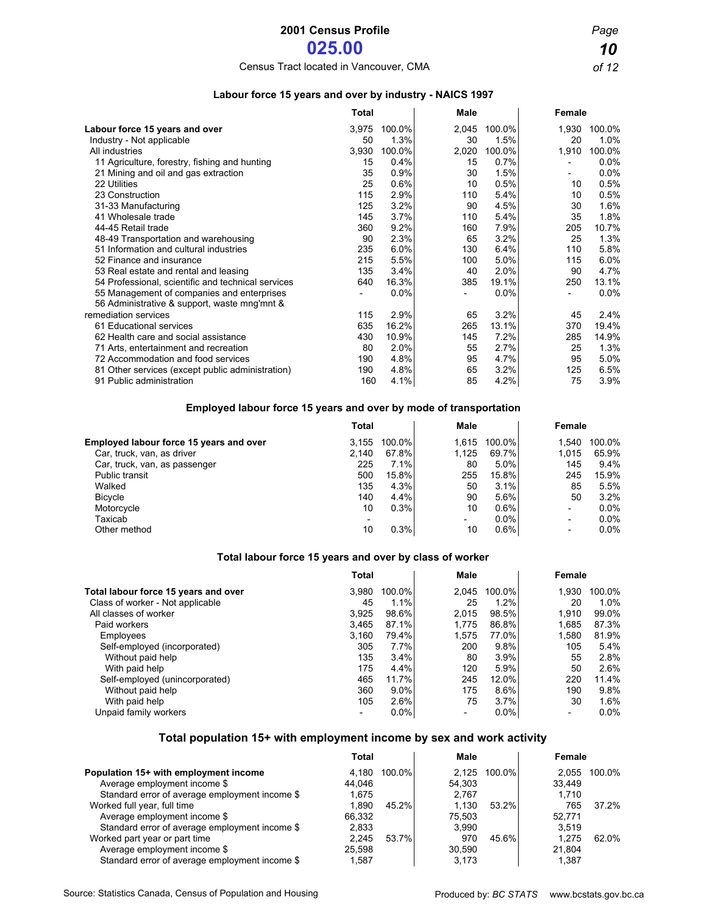# 2001 Census Profile

## 025.00

Census Tract located in Vancouver, CMA

### Labour force 15 years and over by industry - NAICS 1997

| | Total | | Male | | Female | |
|---|---|---|---|---|---|---|
| **Labour force 15 years and over** | 3,975 | 100.0% | 2,045 | 100.0% | 1,930 | 100.0% |
| Industry - Not applicable | 50 | 1.3% | 30 | 1.5% | 20 | 1.0% |
| All industries | 3,930 | 100.0% | 2,020 | 100.0% | 1,910 | 100.0% |
| 11 Agriculture, forestry, fishing and hunting | 15 | 0.4% | 15 | 0.7% | - | 0.0% |
| 21 Mining and oil and gas extraction | 35 | 0.9% | 30 | 1.5% | - | 0.0% |
| 22 Utilities | 25 | 0.6% | 10 | 0.5% | 10 | 0.5% |
| 23 Construction | 115 | 2.9% | 110 | 5.4% | 10 | 0.5% |
| 31-33 Manufacturing | 125 | 3.2% | 90 | 4.5% | 30 | 1.6% |
| 41 Wholesale trade | 145 | 3.7% | 110 | 5.4% | 35 | 1.8% |
| 44-45 Retail trade | 360 | 9.2% | 160 | 7.9% | 205 | 10.7% |
| 48-49 Transportation and warehousing | 90 | 2.3% | 65 | 3.2% | 25 | 1.3% |
| 51 Information and cultural industries | 235 | 6.0% | 130 | 6.4% | 110 | 5.8% |
| 52 Finance and insurance | 215 | 5.5% | 100 | 5.0% | 115 | 6.0% |
| 53 Real estate and rental and leasing | 135 | 3.4% | 40 | 2.0% | 90 | 4.7% |
| 54 Professional, scientific and technical services | 640 | 16.3% | 385 | 19.1% | 250 | 13.1% |
| 55 Management of companies and enterprises | - | 0.0% | - | 0.0% | - | 0.0% |
| 56 Administrative & support, waste mng'mnt & remediation services | 115 | 2.9% | 65 | 3.2% | 45 | 2.4% |
| 61 Educational services | 635 | 16.2% | 265 | 13.1% | 370 | 19.4% |
| 62 Health care and social assistance | 430 | 10.9% | 145 | 7.2% | 285 | 14.9% |
| 71 Arts, entertainment and recreation | 80 | 2.0% | 55 | 2.7% | 25 | 1.3% |
| 72 Accommodation and food services | 190 | 4.8% | 95 | 4.7% | 95 | 5.0% |
| 81 Other services (except public administration) | 190 | 4.8% | 65 | 3.2% | 125 | 6.5% |
| 91 Public administration | 160 | 4.1% | 85 | 4.2% | 75 | 3.9% |

### Employed labour force 15 years and over by mode of transportation

| | Total | | Male | | Female | |
|---|---|---|---|---|---|---|
| **Employed labour force 15 years and over** | 3,155 | 100.0% | 1,615 | 100.0% | 1,540 | 100.0% |
| Car, truck, van, as driver | 2,140 | 67.8% | 1,125 | 69.7% | 1,015 | 65.9% |
| Car, truck, van, as passenger | 225 | 7.1% | 80 | 5.0% | 145 | 9.4% |
| Public transit | 500 | 15.8% | 255 | 15.8% | 245 | 15.9% |
| Walked | 135 | 4.3% | 50 | 3.1% | 85 | 5.5% |
| Bicycle | 140 | 4.4% | 90 | 5.6% | 50 | 3.2% |
| Motorcycle | 10 | 0.3% | 10 | 0.6% | - | 0.0% |
| Taxicab | - | | - | 0.0% | - | 0.0% |
| Other method | 10 | 0.3% | 10 | 0.6% | - | 0.0% |

### Total labour force 15 years and over by class of worker

| | Total | | Male | | Female | |
|---|---|---|---|---|---|---|
| **Total labour force 15 years and over** | 3,980 | 100.0% | 2,045 | 100.0% | 1,930 | 100.0% |
| Class of worker - Not applicable | 45 | 1.1% | 25 | 1.2% | 20 | 1.0% |
| All classes of worker | 3,925 | 98.6% | 2,015 | 98.5% | 1,910 | 99.0% |
| Paid workers | 3,465 | 87.1% | 1,775 | 86.8% | 1,685 | 87.3% |
| Employees | 3,160 | 79.4% | 1,575 | 77.0% | 1,580 | 81.9% |
| Self-employed (incorporated) | 305 | 7.7% | 200 | 9.8% | 105 | 5.4% |
| Without paid help | 135 | 3.4% | 80 | 3.9% | 55 | 2.8% |
| With paid help | 175 | 4.4% | 120 | 5.9% | 50 | 2.6% |
| Self-employed (unincorporated) | 465 | 11.7% | 245 | 12.0% | 220 | 11.4% |
| Without paid help | 360 | 9.0% | 175 | 8.6% | 190 | 9.8% |
| With paid help | 105 | 2.6% | 75 | 3.7% | 30 | 1.6% |
| Unpaid family workers | - | 0.0% | - | 0.0% | - | 0.0% |

### Total population 15+ with employment income by sex and work activity

| | Total | | Male | | Female | |
|---|---|---|---|---|---|---|
| **Population 15+ with employment income** | 4,180 | 100.0% | 2,125 | 100.0% | 2,055 | 100.0% |
| Average employment income $ | 44,046 | | 54,303 | | 33,449 | |
| Standard error of average employment income $ | 1,675 | | 2,767 | | 1,710 | |
| Worked full year, full time | 1,890 | 45.2% | 1,130 | 53.2% | 765 | 37.2% |
| Average employment income $ | 66,332 | | 75,503 | | 52,771 | |
| Standard error of average employment income $ | 2,833 | | 3,990 | | 3,519 | |
| Worked part year or part time | 2,245 | 53.7% | 970 | 45.6% | 1,275 | 62.0% |
| Average employment income $ | 25,598 | | 30,590 | | 21,804 | |
| Standard error of average employment income $ | 1,587 | | 3,173 | | 1,387 | |

Source: Statistics Canada, Census of Population and Housing

Produced by: *BC STATS* www.bcstats.gov.bc.ca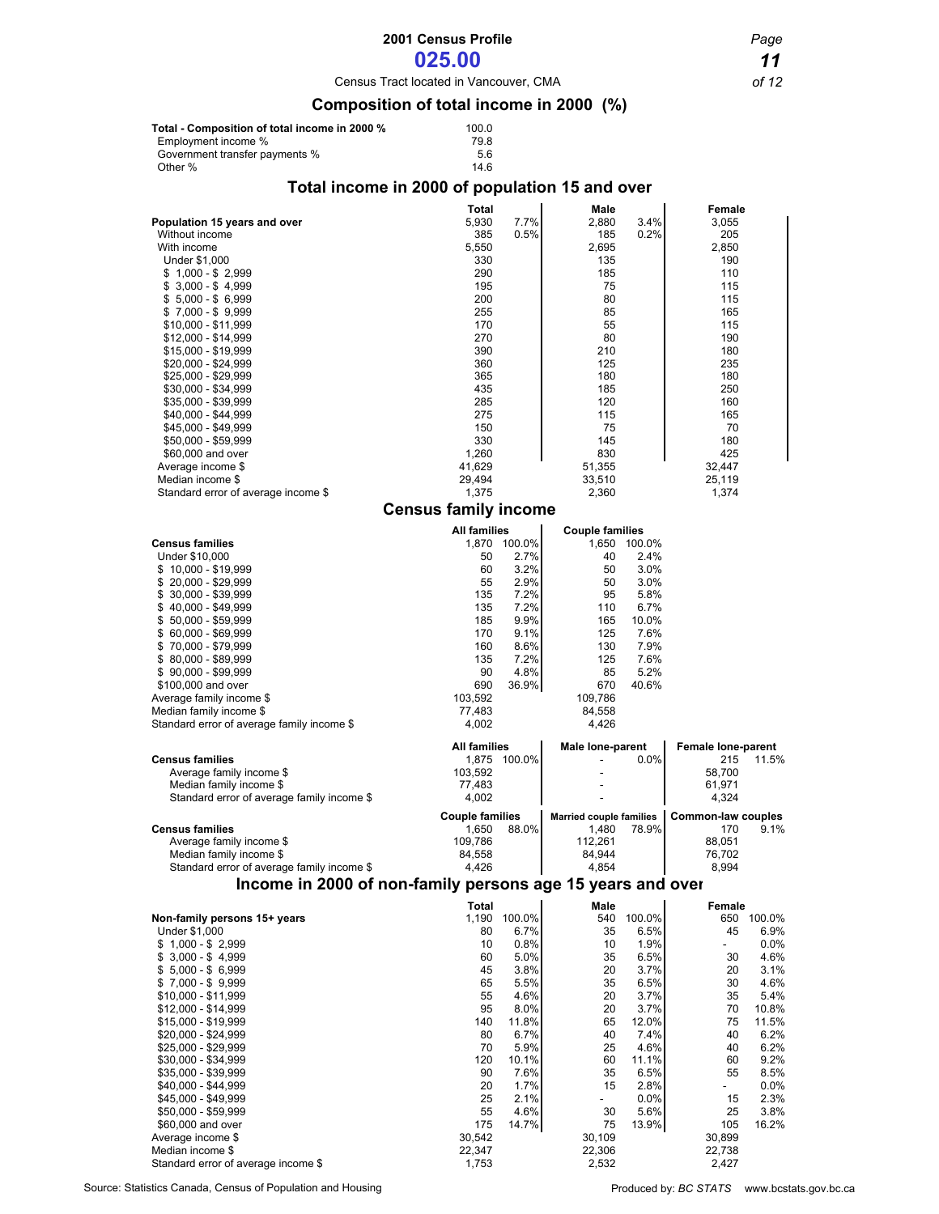# 2001 Census Profile

## 025.00

Census Tract located in Vancouver, CMA

## Composition of total income in 2000 (%)

| | |
|---|---|
| **Total - Composition of total income in 2000 %** | 100.0 |
| Employment income % | 79.8 |
| Government transfer payments % | 5.6 |
| Other % | 14.6 |

## Total income in 2000 of population 15 and over

| | Total | | Male | | Female |
|---|---|---|---|---|---|
| **Population 15 years and over** | 5,930 | 7.7% | 2,880 | 3.4% | 3,055 |
| Without income | 385 | 0.5% | 185 | 0.2% | 205 |
| With income | 5,550 | | 2,695 | | 2,850 |
| Under $1,000 | 330 | | 135 | | 190 |
| $ 1,000 - $ 2,999 | 290 | | 185 | | 110 |
| $ 3,000 - $ 4,999 | 195 | | 75 | | 115 |
| $ 5,000 - $ 6,999 | 200 | | 80 | | 115 |
| $ 7,000 - $ 9,999 | 255 | | 85 | | 165 |
| $10,000 - $11,999 | 170 | | 55 | | 115 |
| $12,000 - $14,999 | 270 | | 80 | | 190 |
| $15,000 - $19,999 | 390 | | 210 | | 180 |
| $20,000 - $24,999 | 360 | | 125 | | 235 |
| $25,000 - $29,999 | 365 | | 180 | | 180 |
| $30,000 - $34,999 | 435 | | 185 | | 250 |
| $35,000 - $39,999 | 285 | | 120 | | 160 |
| $40,000 - $44,999 | 275 | | 115 | | 165 |
| $45,000 - $49,999 | 150 | | 75 | | 70 |
| $50,000 - $59,999 | 330 | | 145 | | 180 |
| $60,000 and over | 1,260 | | 830 | | 425 |
| Average income $ | 41,629 | | 51,355 | | 32,447 |
| Median income $ | 29,494 | | 33,510 | | 25,119 |
| Standard error of average income $ | 1,375 | | 2,360 | | 1,374 |

## Census family income

| | All families | | Couple families | |
|---|---|---|---|---|
| **Census families** | 1,870 | 100.0% | 1,650 | 100.0% |
| Under $10,000 | 50 | 2.7% | 40 | 2.4% |
| $ 10,000 - $19,999 | 60 | 3.2% | 50 | 3.0% |
| $ 20,000 - $29,999 | 55 | 2.9% | 50 | 3.0% |
| $ 30,000 - $39,999 | 135 | 7.2% | 95 | 5.8% |
| $ 40,000 - $49,999 | 135 | 7.2% | 110 | 6.7% |
| $ 50,000 - $59,999 | 185 | 9.9% | 165 | 10.0% |
| $ 60,000 - $69,999 | 170 | 9.1% | 125 | 7.6% |
| $ 70,000 - $79,999 | 160 | 8.6% | 130 | 7.9% |
| $ 80,000 - $89,999 | 135 | 7.2% | 125 | 7.6% |
| $ 90,000 - $99,999 | 90 | 4.8% | 85 | 5.2% |
| $100,000 and over | 690 | 36.9% | 670 | 40.6% |
| Average family income $ | 103,592 | | 109,786 | |
| Median family income $ | 77,483 | | 84,558 | |
| Standard error of average family income $ | 4,002 | | 4,426 | |

| | All families | | Male lone-parent | | Female lone-parent | |
|---|---|---|---|---|---|---|
| **Census families** | 1,875 | 100.0% | - | 0.0% | 215 | 11.5% |
| Average family income $ | 103,592 | | - | | 58,700 | |
| Median family income $ | 77,483 | | - | | 61,971 | |
| Standard error of average family income $ | 4,002 | | - | | 4,324 | |

| | Couple families | | Married couple families | | Common-law couples | |
|---|---|---|---|---|---|---|
| **Census families** | 1,650 | 88.0% | 1,480 | 78.9% | 170 | 9.1% |
| Average family income $ | 109,786 | | 112,261 | | 88,051 | |
| Median family income $ | 84,558 | | 84,944 | | 76,702 | |
| Standard error of average family income $ | 4,426 | | 4,854 | | 8,994 | |

## Income in 2000 of non-family persons age 15 years and over

| | Total | | Male | | Female | |
|---|---|---|---|---|---|---|
| **Non-family persons 15+ years** | 1,190 | 100.0% | 540 | 100.0% | 650 | 100.0% |
| Under $1,000 | 80 | 6.7% | 35 | 6.5% | 45 | 6.9% |
| $ 1,000 - $ 2,999 | 10 | 0.8% | 10 | 1.9% | - | 0.0% |
| $ 3,000 - $ 4,999 | 60 | 5.0% | 35 | 6.5% | 30 | 4.6% |
| $ 5,000 - $ 6,999 | 45 | 3.8% | 20 | 3.7% | 20 | 3.1% |
| $ 7,000 - $ 9,999 | 65 | 5.5% | 35 | 6.5% | 30 | 4.6% |
| $10,000 - $11,999 | 55 | 4.6% | 20 | 3.7% | 35 | 5.4% |
| $12,000 - $14,999 | 95 | 8.0% | 20 | 3.7% | 70 | 10.8% |
| $15,000 - $19,999 | 140 | 11.8% | 65 | 12.0% | 75 | 11.5% |
| $20,000 - $24,999 | 80 | 6.7% | 40 | 7.4% | 40 | 6.2% |
| $25,000 - $29,999 | 70 | 5.9% | 25 | 4.6% | 40 | 6.2% |
| $30,000 - $34,999 | 120 | 10.1% | 60 | 11.1% | 60 | 9.2% |
| $35,000 - $39,999 | 90 | 7.6% | 35 | 6.5% | 55 | 8.5% |
| $40,000 - $44,999 | 20 | 1.7% | 15 | 2.8% | - | 0.0% |
| $45,000 - $49,999 | 25 | 2.1% | - | 0.0% | 15 | 2.3% |
| $50,000 - $59,999 | 55 | 4.6% | 30 | 5.6% | 25 | 3.8% |
| $60,000 and over | 175 | 14.7% | 75 | 13.9% | 105 | 16.2% |
| Average income $ | 30,542 | | 30,109 | | 30,899 | |
| Median income $ | 22,347 | | 22,306 | | 22,738 | |
| Standard error of average income $ | 1,753 | | 2,532 | | 2,427 | |

Source: Statistics Canada, Census of Population and Housing

Produced by: *BC STATS* www.bcstats.gov.bc.ca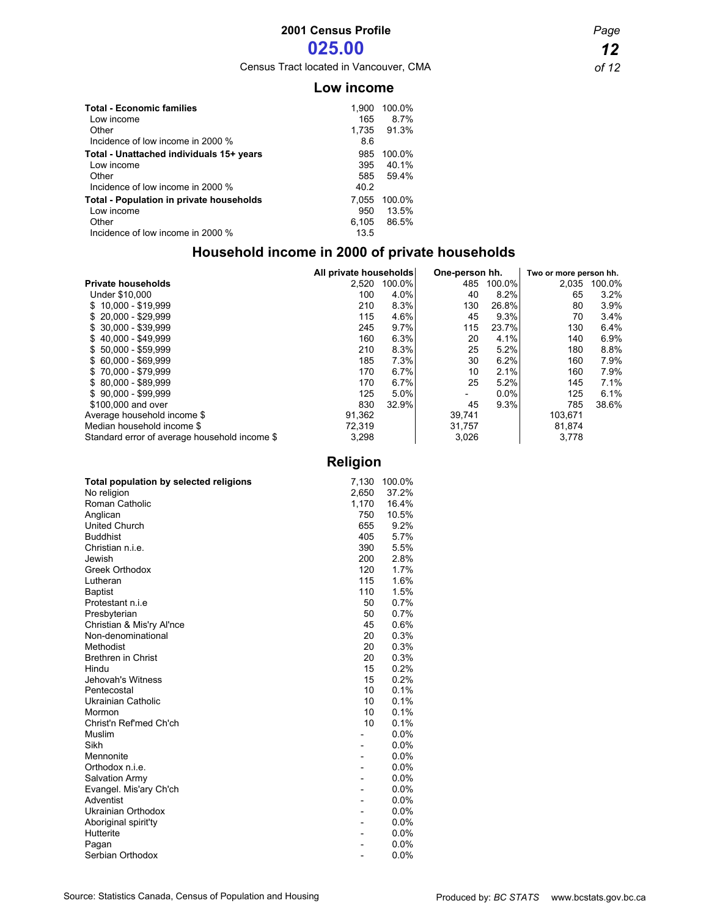# 2001 Census Profile

## 025.00

Census Tract located in Vancouver, CMA

## Low income

| | | |
|---|---|---|
| **Total - Economic families** | 1,900 | 100.0% |
| Low income | 165 | 8.7% |
| Other | 1,735 | 91.3% |
| Incidence of low income in 2000 % | 8.6 | |
| **Total - Unattached individuals 15+ years** | 985 | 100.0% |
| Low income | 395 | 40.1% |
| Other | 585 | 59.4% |
| Incidence of low income in 2000 % | 40.2 | |
| **Total - Population in private households** | 7,055 | 100.0% |
| Low income | 950 | 13.5% |
| Other | 6,105 | 86.5% |
| Incidence of low income in 2000 % | 13.5 | |

## Household income in 2000 of private households

| | All private households | | One-person hh. | | Two or more person hh. | |
|---|---|---|---|---|---|---|
| **Private households** | 2,520 | 100.0% | 485 | 100.0% | 2,035 | 100.0% |
| Under $10,000 | 100 | 4.0% | 40 | 8.2% | 65 | 3.2% |
| $ 10,000 - $19,999 | 210 | 8.3% | 130 | 26.8% | 80 | 3.9% |
| $ 20,000 - $29,999 | 115 | 4.6% | 45 | 9.3% | 70 | 3.4% |
| $ 30,000 - $39,999 | 245 | 9.7% | 115 | 23.7% | 130 | 6.4% |
| $ 40,000 - $49,999 | 160 | 6.3% | 20 | 4.1% | 140 | 6.9% |
| $ 50,000 - $59,999 | 210 | 8.3% | 25 | 5.2% | 180 | 8.8% |
| $ 60,000 - $69,999 | 185 | 7.3% | 30 | 6.2% | 160 | 7.9% |
| $ 70,000 - $79,999 | 170 | 6.7% | 10 | 2.1% | 160 | 7.9% |
| $ 80,000 - $89,999 | 170 | 6.7% | 25 | 5.2% | 145 | 7.1% |
| $ 90,000 - $99,999 | 125 | 5.0% | - | 0.0% | 125 | 6.1% |
| $100,000 and over | 830 | 32.9% | 45 | 9.3% | 785 | 38.6% |
| Average household income $ | 91,362 | | 39,741 | | 103,671 | |
| Median household income $ | 72,319 | | 31,757 | | 81,874 | |
| Standard error of average household income $ | 3,298 | | 3,026 | | 3,778 | |

## Religion

| | | |
|---|---|---|
| **Total population by selected religions** | 7,130 | 100.0% |
| No religion | 2,650 | 37.2% |
| Roman Catholic | 1,170 | 16.4% |
| Anglican | 750 | 10.5% |
| United Church | 655 | 9.2% |
| Buddhist | 405 | 5.7% |
| Christian n.i.e. | 390 | 5.5% |
| Jewish | 200 | 2.8% |
| Greek Orthodox | 120 | 1.7% |
| Lutheran | 115 | 1.6% |
| Baptist | 110 | 1.5% |
| Protestant n.i.e | 50 | 0.7% |
| Presbyterian | 50 | 0.7% |
| Christian & Mis'ry Al'nce | 45 | 0.6% |
| Non-denominational | 20 | 0.3% |
| Methodist | 20 | 0.3% |
| Brethren in Christ | 20 | 0.3% |
| Hindu | 15 | 0.2% |
| Jehovah's Witness | 15 | 0.2% |
| Pentecostal | 10 | 0.1% |
| Ukrainian Catholic | 10 | 0.1% |
| Mormon | 10 | 0.1% |
| Christ'n Ref'med Ch'ch | 10 | 0.1% |
| Muslim | - | 0.0% |
| Sikh | - | 0.0% |
| Mennonite | - | 0.0% |
| Orthodox n.i.e. | - | 0.0% |
| Salvation Army | - | 0.0% |
| Evangel. Mis'ary Ch'ch | - | 0.0% |
| Adventist | - | 0.0% |
| Ukrainian Orthodox | - | 0.0% |
| Aboriginal spirit'ty | - | 0.0% |
| Hutterite | - | 0.0% |
| Pagan | - | 0.0% |
| Serbian Orthodox | - | 0.0% |

Source: Statistics Canada, Census of Population and Housing

Produced by: *BC STATS* www.bcstats.gov.bc.ca